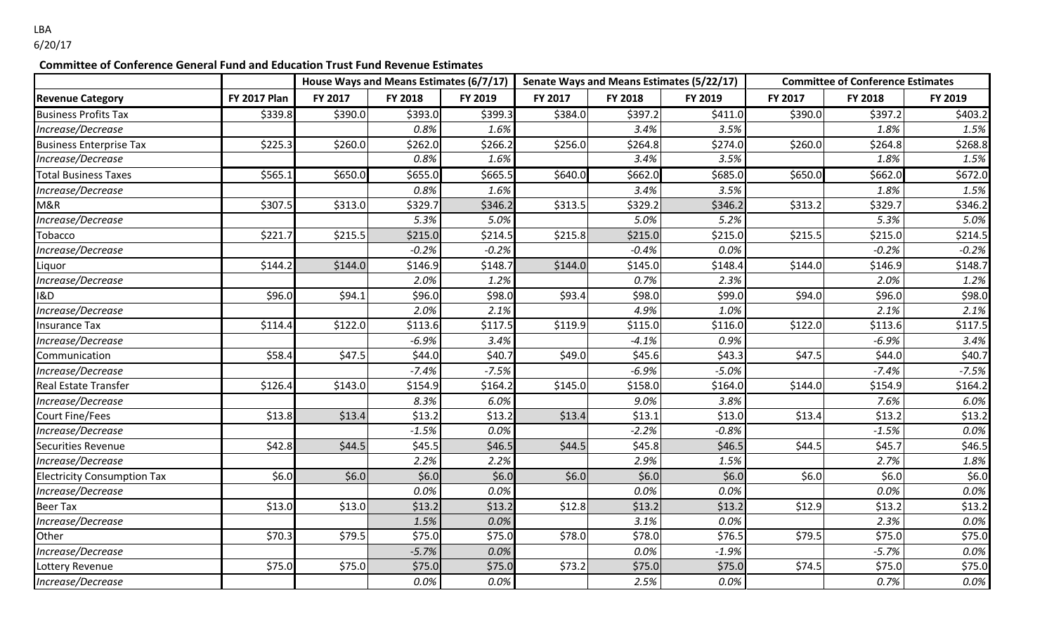LBA
6/20/17

**Committee of Conference General Fund and Education Trust Fund Revenue Estimates**

| | | House Ways and Means Estimates (6/7/17) | | | Senate Ways and Means Estimates (5/22/17) | | | Committee of Conference Estimates | | |
|---|---|---|---|---|---|---|---|---|---|---|
| **Revenue Category** | **FY 2017 Plan** | **FY 2017** | **FY 2018** | **FY 2019** | **FY 2017** | **FY 2018** | **FY 2019** | **FY 2017** | **FY 2018** | **FY 2019** |
| Business Profits Tax | $339.8 | $390.0 | $393.0 | $399.3 | $384.0 | $397.2 | $411.0 | $390.0 | $397.2 | $403.2 |
| *Increase/Decrease* | | | *0.8%* | *1.6%* | | *3.4%* | *3.5%* | | *1.8%* | *1.5%* |
| Business Enterprise Tax | $225.3 | $260.0 | $262.0 | $266.2 | $256.0 | $264.8 | $274.0 | $260.0 | $264.8 | $268.8 |
| *Increase/Decrease* | | | *0.8%* | *1.6%* | | *3.4%* | *3.5%* | | *1.8%* | *1.5%* |
| Total Business Taxes | $565.1 | $650.0 | $655.0 | $665.5 | $640.0 | $662.0 | $685.0 | $650.0 | $662.0 | $672.0 |
| *Increase/Decrease* | | | *0.8%* | *1.6%* | | *3.4%* | *3.5%* | | *1.8%* | *1.5%* |
| M&R | $307.5 | $313.0 | $329.7 | $346.2 | $313.5 | $329.2 | $346.2 | $313.2 | $329.7 | $346.2 |
| *Increase/Decrease* | | | *5.3%* | *5.0%* | | *5.0%* | *5.2%* | | *5.3%* | *5.0%* |
| Tobacco | $221.7 | $215.5 | $215.0 | $214.5 | $215.8 | $215.0 | $215.0 | $215.5 | $215.0 | $214.5 |
| *Increase/Decrease* | | | *-0.2%* | *-0.2%* | | *-0.4%* | *0.0%* | | *-0.2%* | *-0.2%* |
| Liquor | $144.2 | $144.0 | $146.9 | $148.7 | $144.0 | $145.0 | $148.4 | $144.0 | $146.9 | $148.7 |
| *Increase/Decrease* | | | *2.0%* | *1.2%* | | *0.7%* | *2.3%* | | *2.0%* | *1.2%* |
| I&D | $96.0 | $94.1 | $96.0 | $98.0 | $93.4 | $98.0 | $99.0 | $94.0 | $96.0 | $98.0 |
| *Increase/Decrease* | | | *2.0%* | *2.1%* | | *4.9%* | *1.0%* | | *2.1%* | *2.1%* |
| Insurance Tax | $114.4 | $122.0 | $113.6 | $117.5 | $119.9 | $115.0 | $116.0 | $122.0 | $113.6 | $117.5 |
| *Increase/Decrease* | | | *-6.9%* | *3.4%* | | *-4.1%* | *0.9%* | | *-6.9%* | *3.4%* |
| Communication | $58.4 | $47.5 | $44.0 | $40.7 | $49.0 | $45.6 | $43.3 | $47.5 | $44.0 | $40.7 |
| *Increase/Decrease* | | | *-7.4%* | *-7.5%* | | *-6.9%* | *-5.0%* | | *-7.4%* | *-7.5%* |
| Real Estate Transfer | $126.4 | $143.0 | $154.9 | $164.2 | $145.0 | $158.0 | $164.0 | $144.0 | $154.9 | $164.2 |
| *Increase/Decrease* | | | *8.3%* | *6.0%* | | *9.0%* | *3.8%* | | *7.6%* | *6.0%* |
| Court Fine/Fees | $13.8 | $13.4 | $13.2 | $13.2 | $13.4 | $13.1 | $13.0 | $13.4 | $13.2 | $13.2 |
| *Increase/Decrease* | | | *-1.5%* | *0.0%* | | *-2.2%* | *-0.8%* | | *-1.5%* | *0.0%* |
| Securities Revenue | $42.8 | $44.5 | $45.5 | $46.5 | $44.5 | $45.8 | $46.5 | $44.5 | $45.7 | $46.5 |
| *Increase/Decrease* | | | *2.2%* | *2.2%* | | *2.9%* | *1.5%* | | *2.7%* | *1.8%* |
| Electricity Consumption Tax | $6.0 | $6.0 | $6.0 | $6.0 | $6.0 | $6.0 | $6.0 | $6.0 | $6.0 | $6.0 |
| *Increase/Decrease* | | | *0.0%* | *0.0%* | | *0.0%* | *0.0%* | | *0.0%* | *0.0%* |
| Beer Tax | $13.0 | $13.0 | $13.2 | $13.2 | $12.8 | $13.2 | $13.2 | $12.9 | $13.2 | $13.2 |
| *Increase/Decrease* | | | *1.5%* | *0.0%* | | *3.1%* | *0.0%* | | *2.3%* | *0.0%* |
| Other | $70.3 | $79.5 | $75.0 | $75.0 | $78.0 | $78.0 | $76.5 | $79.5 | $75.0 | $75.0 |
| *Increase/Decrease* | | | *-5.7%* | *0.0%* | | *0.0%* | *-1.9%* | | *-5.7%* | *0.0%* |
| Lottery Revenue | $75.0 | $75.0 | $75.0 | $75.0 | $73.2 | $75.0 | $75.0 | $74.5 | $75.0 | $75.0 |
| *Increase/Decrease* | | | *0.0%* | *0.0%* | | *2.5%* | *0.0%* | | *0.7%* | *0.0%* |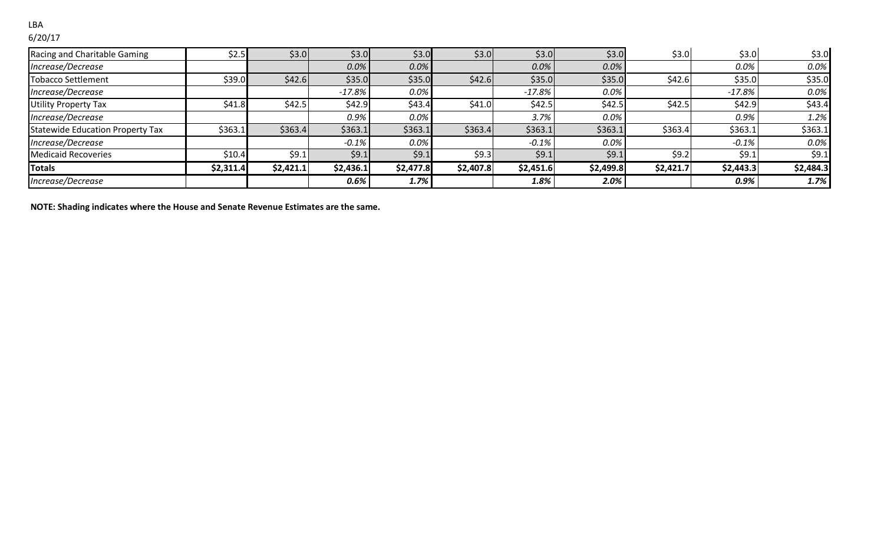LBA
6/20/17

| | | | | | | | | | | |
|---|---|---|---|---|---|---|---|---|---|---|
| Racing and Charitable Gaming | $2.5 | $3.0 | $3.0 | $3.0 | $3.0 | $3.0 | $3.0 | $3.0 | $3.0 | $3.0 |
| *Increase/Decrease* | | | *0.0%* | *0.0%* | | *0.0%* | *0.0%* | | *0.0%* | *0.0%* |
| Tobacco Settlement | $39.0 | $42.6 | $35.0 | $35.0 | $42.6 | $35.0 | $35.0 | $42.6 | $35.0 | $35.0 |
| *Increase/Decrease* | | | *-17.8%* | *0.0%* | | *-17.8%* | *0.0%* | | *-17.8%* | *0.0%* |
| Utility Property Tax | $41.8 | $42.5 | $42.9 | $43.4 | $41.0 | $42.5 | $42.5 | $42.5 | $42.9 | $43.4 |
| *Increase/Decrease* | | | *0.9%* | *0.0%* | | *3.7%* | *0.0%* | | *0.9%* | *1.2%* |
| Statewide Education Property Tax | $363.1 | $363.4 | $363.1 | $363.1 | $363.4 | $363.1 | $363.1 | $363.4 | $363.1 | $363.1 |
| *Increase/Decrease* | | | *-0.1%* | *0.0%* | | *-0.1%* | *0.0%* | | *-0.1%* | *0.0%* |
| Medicaid Recoveries | $10.4 | $9.1 | $9.1 | $9.1 | $9.3 | $9.1 | $9.1 | $9.2 | $9.1 | $9.1 |
| **Totals** | **$2,311.4** | **$2,421.1** | **$2,436.1** | **$2,477.8** | **$2,407.8** | **$2,451.6** | **$2,499.8** | **$2,421.7** | **$2,443.3** | **$2,484.3** |
| *Increase/Decrease* | | | ***0.6%*** | ***1.7%*** | | ***1.8%*** | ***2.0%*** | | ***0.9%*** | ***1.7%*** |

**NOTE: Shading indicates where the House and Senate Revenue Estimates are the same.**